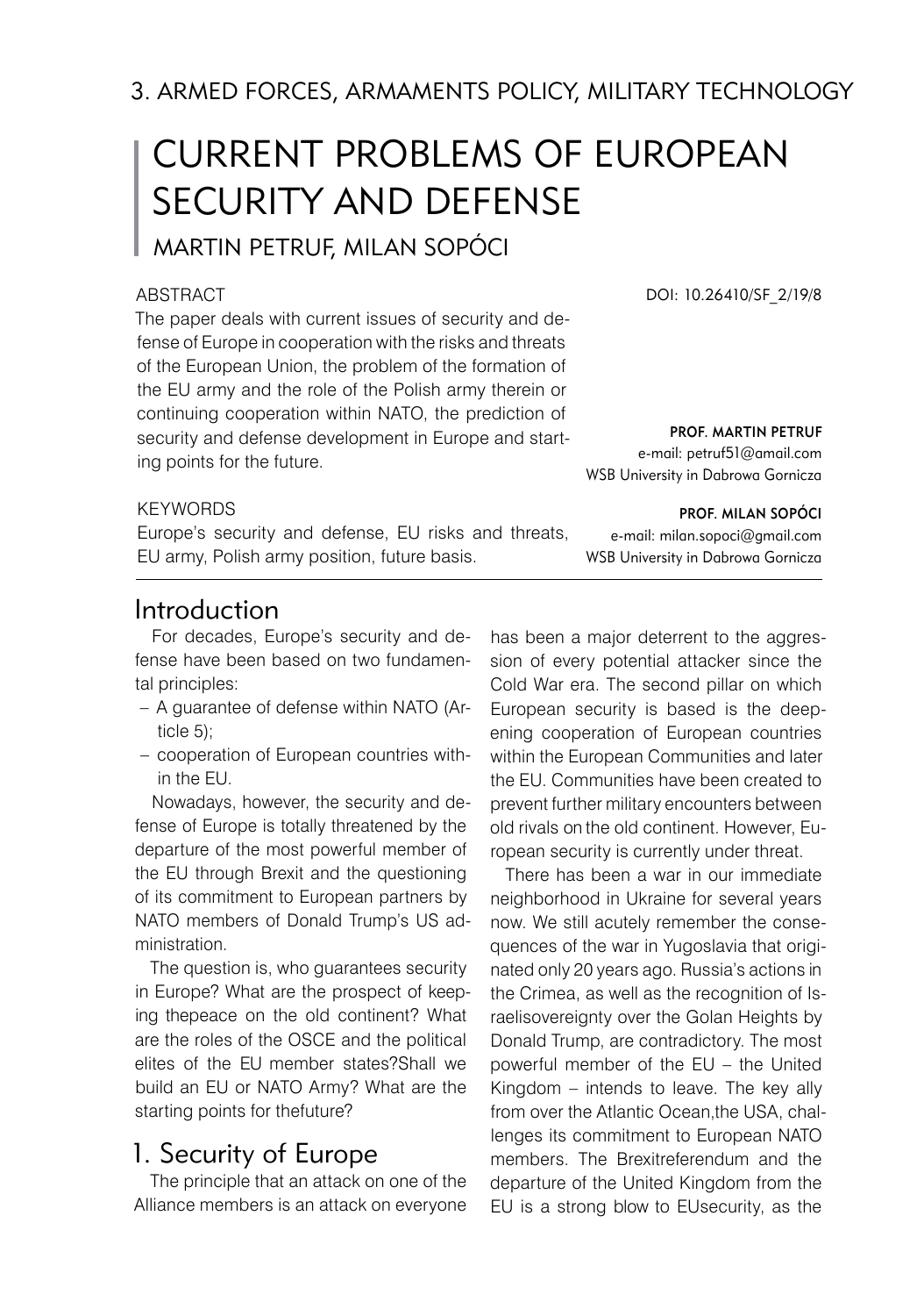3. ARMED FORCES, ARMAMENTS POLICY, MILITARY TECHNOLOGY

# CURRENT PROBLEMS OF EUROPEAN SECURITY AND DEFENSE

MARTIN PETRUF, MILAN SOPÓCI

ABSTRACT

The paper deals with current issues of security and defense of Europe in cooperation with the risks and threats of the European Union, the problem of the formation of the EU army and the role of the Polish army therein or continuing cooperation within NATO, the prediction of security and defense development in Europe and starting points for the future.

DOI: 10.26410/SF_2/19/8

**PROF. MARTIN PETRUF**
e-mail: petruf51@amail.com
WSB University in Dabrowa Gornicza

**PROF. MILAN SOPÓCI**
e-mail: milan.sopoci@gmail.com
WSB University in Dabrowa Gornicza

KEYWORDS

Europe's security and defense, EU risks and threats, EU army, Polish army position, future basis.

## Introduction

For decades, Europe's security and defense have been based on two fundamental principles:

- A guarantee of defense within NATO (Article 5);
- cooperation of European countries within the EU.

Nowadays, however, the security and defense of Europe is totally threatened by the departure of the most powerful member of the EU through Brexit and the questioning of its commitment to European partners by NATO members of Donald Trump's US administration.

The question is, who guarantees security in Europe? What are the prospect of keeping thepeace on the old continent? What are the roles of the OSCE and the political elites of the EU member states?Shall we build an EU or NATO Army? What are the starting points for thefuture?

## 1. Security of Europe

The principle that an attack on one of the Alliance members is an attack on everyone has been a major deterrent to the aggression of every potential attacker since the Cold War era. The second pillar on which European security is based is the deepening cooperation of European countries within the European Communities and later the EU. Communities have been created to prevent further military encounters between old rivals on the old continent. However, European security is currently under threat.

There has been a war in our immediate neighborhood in Ukraine for several years now. We still acutely remember the consequences of the war in Yugoslavia that originated only 20 years ago. Russia's actions in the Crimea, as well as the recognition of Israelisovereignty over the Golan Heights by Donald Trump, are contradictory. The most powerful member of the EU – the United Kingdom – intends to leave. The key ally from over the Atlantic Ocean,the USA, challenges its commitment to European NATO members. The Brexitreferendum and the departure of the United Kingdom from the EU is a strong blow to EUsecurity, as the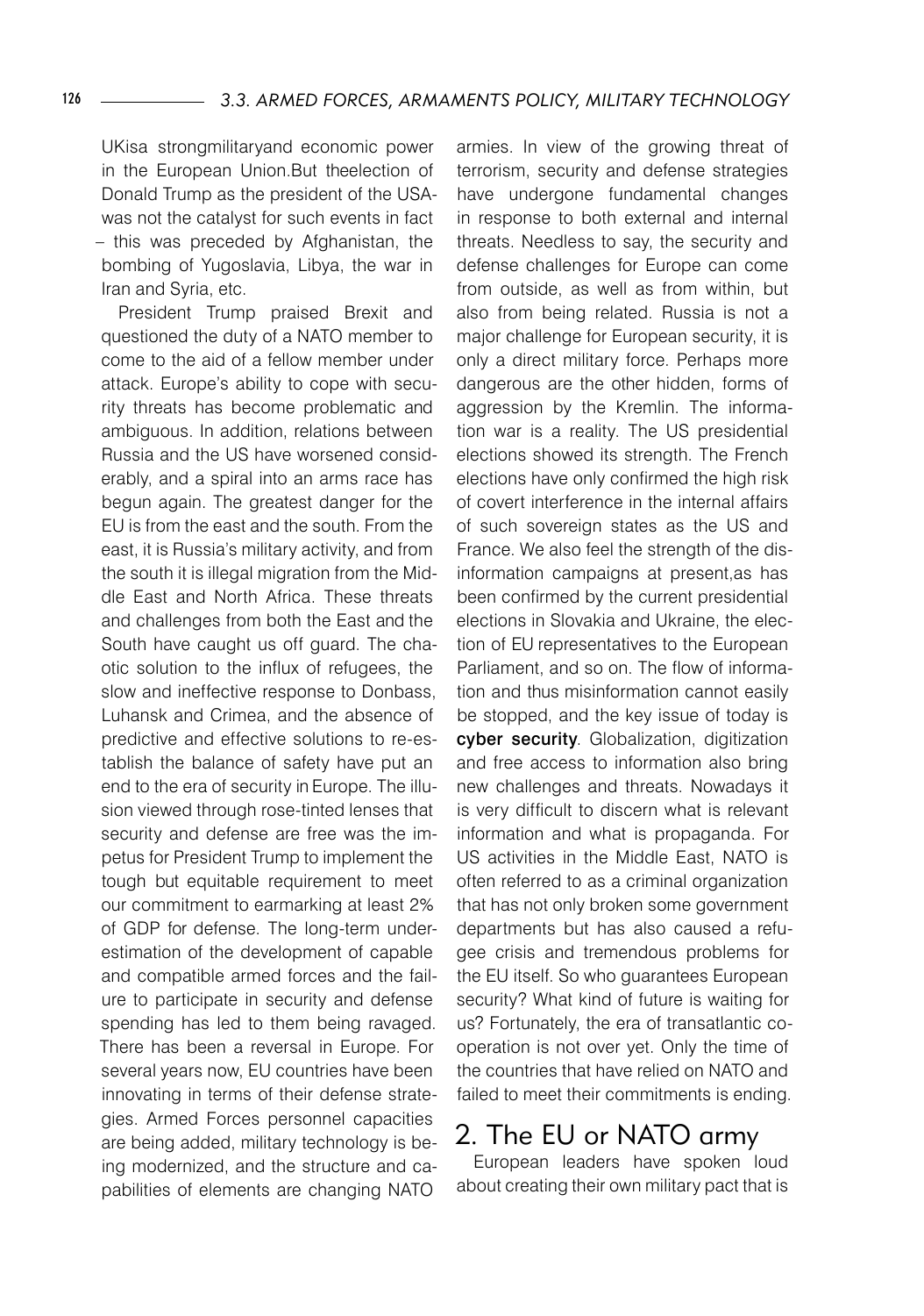UKisa strongmilitaryand economic power in the European Union.But theelection of Donald Trump as the president of the USA- was not the catalyst for such events in fact – this was preceded by Afghanistan, the bombing of Yugoslavia, Libya, the war in Iran and Syria, etc.

President Trump praised Brexit and questioned the duty of a NATO member to come to the aid of a fellow member under attack. Europe's ability to cope with security threats has become problematic and ambiguous. In addition, relations between Russia and the US have worsened considerably, and a spiral into an arms race has begun again. The greatest danger for the EU is from the east and the south. From the east, it is Russia's military activity, and from the south it is illegal migration from the Middle East and North Africa. These threats and challenges from both the East and the South have caught us off guard. The chaotic solution to the influx of refugees, the slow and ineffective response to Donbass, Luhansk and Crimea, and the absence of predictive and effective solutions to re-establish the balance of safety have put an end to the era of security in Europe. The illusion viewed through rose-tinted lenses that security and defense are free was the impetus for President Trump to implement the tough but equitable requirement to meet our commitment to earmarking at least 2% of GDP for defense. The long-term underestimation of the development of capable and compatible armed forces and the failure to participate in security and defense spending has led to them being ravaged. There has been a reversal in Europe. For several years now, EU countries have been innovating in terms of their defense strategies. Armed Forces personnel capacities are being added, military technology is being modernized, and the structure and capabilities of elements are changing NATO armies. In view of the growing threat of terrorism, security and defense strategies have undergone fundamental changes in response to both external and internal threats. Needless to say, the security and defense challenges for Europe can come from outside, as well as from within, but also from being related. Russia is not a major challenge for European security, it is only a direct military force. Perhaps more dangerous are the other hidden, forms of aggression by the Kremlin. The information war is a reality. The US presidential elections showed its strength. The French elections have only confirmed the high risk of covert interference in the internal affairs of such sovereign states as the US and France. We also feel the strength of the disinformation campaigns at present,as has been confirmed by the current presidential elections in Slovakia and Ukraine, the election of EU representatives to the European Parliament, and so on. The flow of information and thus misinformation cannot easily be stopped, and the key issue of today is **cyber security**. Globalization, digitization and free access to information also bring new challenges and threats. Nowadays it is very difficult to discern what is relevant information and what is propaganda. For US activities in the Middle East, NATO is often referred to as a criminal organization that has not only broken some government departments but has also caused a refugee crisis and tremendous problems for the EU itself. So who guarantees European security? What kind of future is waiting for us? Fortunately, the era of transatlantic cooperation is not over yet. Only the time of the countries that have relied on NATO and failed to meet their commitments is ending.

## 2. The EU or NATO army

European leaders have spoken loud about creating their own military pact that is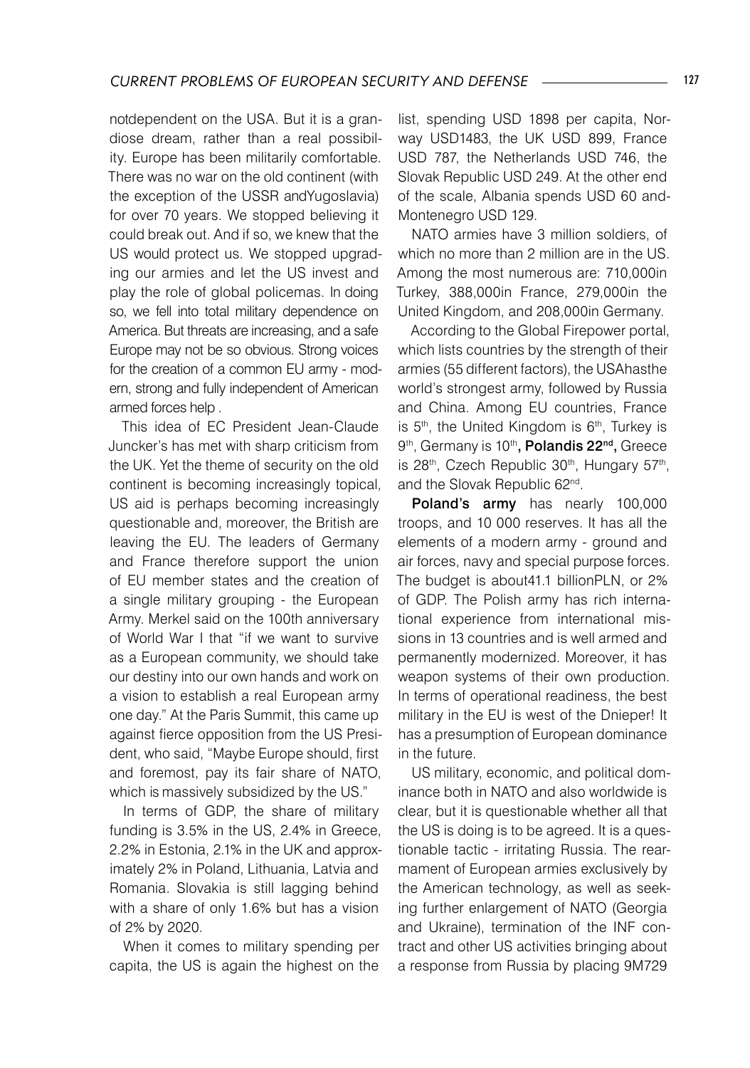notdependent on the USA. But it is a grandiose dream, rather than a real possibility. Europe has been militarily comfortable. There was no war on the old continent (with the exception of the USSR andYugoslavia) for over 70 years. We stopped believing it could break out. And if so, we knew that the US would protect us. We stopped upgrading our armies and let the US invest and play the role of global policemas. In doing so, we fell into total military dependence on America. But threats are increasing, and a safe Europe may not be so obvious. Strong voices for the creation of a common EU army - modern, strong and fully independent of American armed forces help .

This idea of EC President Jean-Claude Juncker's has met with sharp criticism from the UK. Yet the theme of security on the old continent is becoming increasingly topical, US aid is perhaps becoming increasingly questionable and, moreover, the British are leaving the EU. The leaders of Germany and France therefore support the union of EU member states and the creation of a single military grouping - the European Army. Merkel said on the 100th anniversary of World War I that "if we want to survive as a European community, we should take our destiny into our own hands and work on a vision to establish a real European army one day." At the Paris Summit, this came up against fierce opposition from the US President, who said, "Maybe Europe should, first and foremost, pay its fair share of NATO, which is massively subsidized by the US."

In terms of GDP, the share of military funding is 3.5% in the US, 2.4% in Greece, 2.2% in Estonia, 2.1% in the UK and approximately 2% in Poland, Lithuania, Latvia and Romania. Slovakia is still lagging behind with a share of only 1.6% but has a vision of 2% by 2020.

When it comes to military spending per capita, the US is again the highest on the list, spending USD 1898 per capita, Norway USD1483, the UK USD 899, France USD 787, the Netherlands USD 746, the Slovak Republic USD 249. At the other end of the scale, Albania spends USD 60 and-Montenegro USD 129.

NATO armies have 3 million soldiers, of which no more than 2 million are in the US. Among the most numerous are: 710,000in Turkey, 388,000in France, 279,000in the United Kingdom, and 208,000in Germany.

According to the Global Firepower portal, which lists countries by the strength of their armies (55 different factors), the USAhasthe world's strongest army, followed by Russia and China. Among EU countries, France is 5th, the United Kingdom is 6th, Turkey is 9th, Germany is 10th**, Polandis 22nd,** Greece is 28th, Czech Republic 30th, Hungary 57th, and the Slovak Republic 62nd.

**Poland's army** has nearly 100,000 troops, and 10 000 reserves. It has all the elements of a modern army - ground and air forces, navy and special purpose forces. The budget is about41.1 billionPLN, or 2% of GDP. The Polish army has rich international experience from international missions in 13 countries and is well armed and permanently modernized. Moreover, it has weapon systems of their own production. In terms of operational readiness, the best military in the EU is west of the Dnieper! It has a presumption of European dominance in the future.

US military, economic, and political dominance both in NATO and also worldwide is clear, but it is questionable whether all that the US is doing is to be agreed. It is a questionable tactic - irritating Russia. The rearmament of European armies exclusively by the American technology, as well as seeking further enlargement of NATO (Georgia and Ukraine), termination of the INF contract and other US activities bringing about a response from Russia by placing 9M729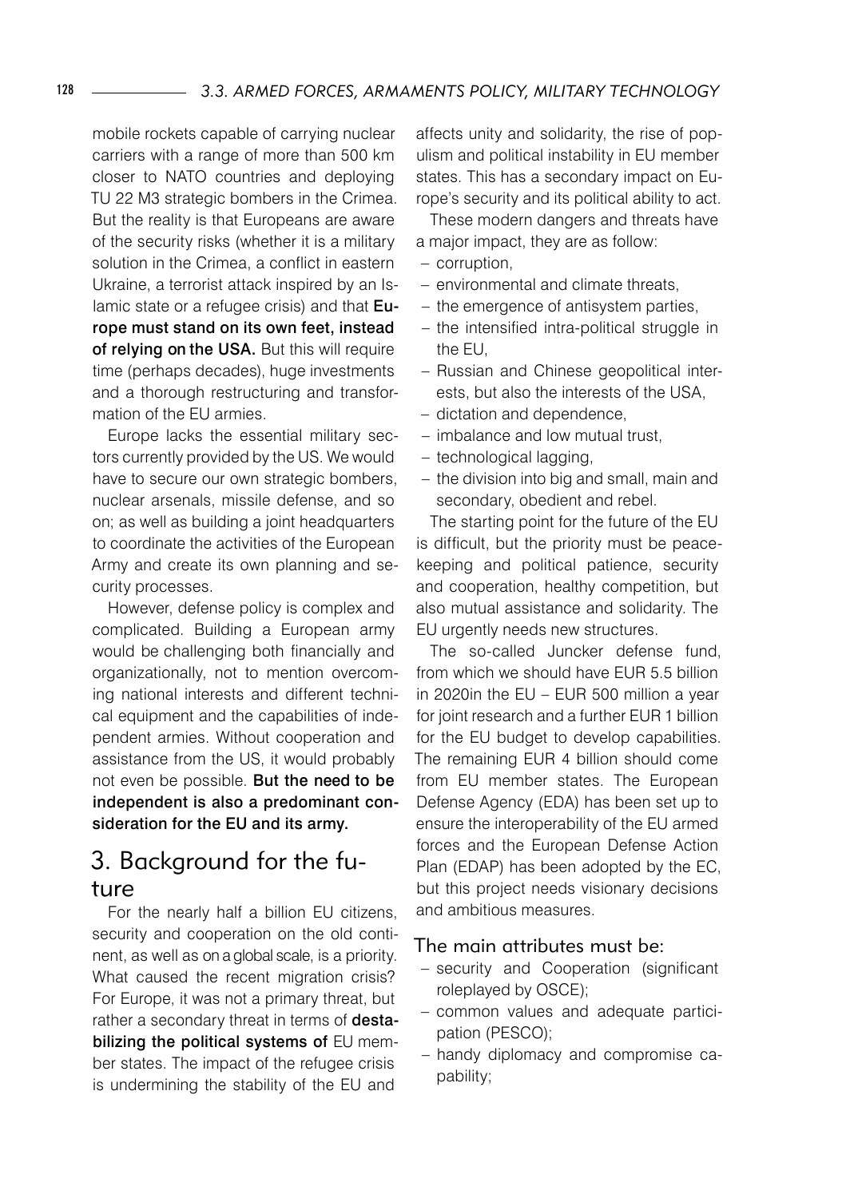mobile rockets capable of carrying nuclear carriers with a range of more than 500 km closer to NATO countries and deploying TU 22 M3 strategic bombers in the Crimea. But the reality is that Europeans are aware of the security risks (whether it is a military solution in the Crimea, a conflict in eastern Ukraine, a terrorist attack inspired by an Islamic state or a refugee crisis) and that **Europe must stand on its own feet, instead of relying on the USA.** But this will require time (perhaps decades), huge investments and a thorough restructuring and transformation of the EU armies.

Europe lacks the essential military sectors currently provided by the US. We would have to secure our own strategic bombers, nuclear arsenals, missile defense, and so on; as well as building a joint headquarters to coordinate the activities of the European Army and create its own planning and security processes.

However, defense policy is complex and complicated. Building a European army would be challenging both financially and organizationally, not to mention overcoming national interests and different technical equipment and the capabilities of independent armies. Without cooperation and assistance from the US, it would probably not even be possible. **But the need to be independent is also a predominant consideration for the EU and its army.**

## 3. Background for the future

For the nearly half a billion EU citizens, security and cooperation on the old continent, as well as on a global scale, is a priority. What caused the recent migration crisis? For Europe, it was not a primary threat, but rather a secondary threat in terms of **destabilizing the political systems of** EU member states. The impact of the refugee crisis is undermining the stability of the EU and affects unity and solidarity, the rise of populism and political instability in EU member states. This has a secondary impact on Europe's security and its political ability to act.

These modern dangers and threats have a major impact, they are as follow:

- corruption,
- environmental and climate threats,
- the emergence of antisystem parties,
- the intensified intra-political struggle in the EU,
- Russian and Chinese geopolitical interests, but also the interests of the USA,
- dictation and dependence,
- imbalance and low mutual trust,
- technological lagging,
- the division into big and small, main and secondary, obedient and rebel.

The starting point for the future of the EU is difficult, but the priority must be peacekeeping and political patience, security and cooperation, healthy competition, but also mutual assistance and solidarity. The EU urgently needs new structures.

The so-called Juncker defense fund, from which we should have EUR 5.5 billion in 2020in the EU – EUR 500 million a year for joint research and a further EUR 1 billion for the EU budget to develop capabilities. The remaining EUR 4 billion should come from EU member states. The European Defense Agency (EDA) has been set up to ensure the interoperability of the EU armed forces and the European Defense Action Plan (EDAP) has been adopted by the EC, but this project needs visionary decisions and ambitious measures.

### The main attributes must be:

- security and Cooperation (significant roleplayed by OSCE);
- common values and adequate participation (PESCO);
- handy diplomacy and compromise capability;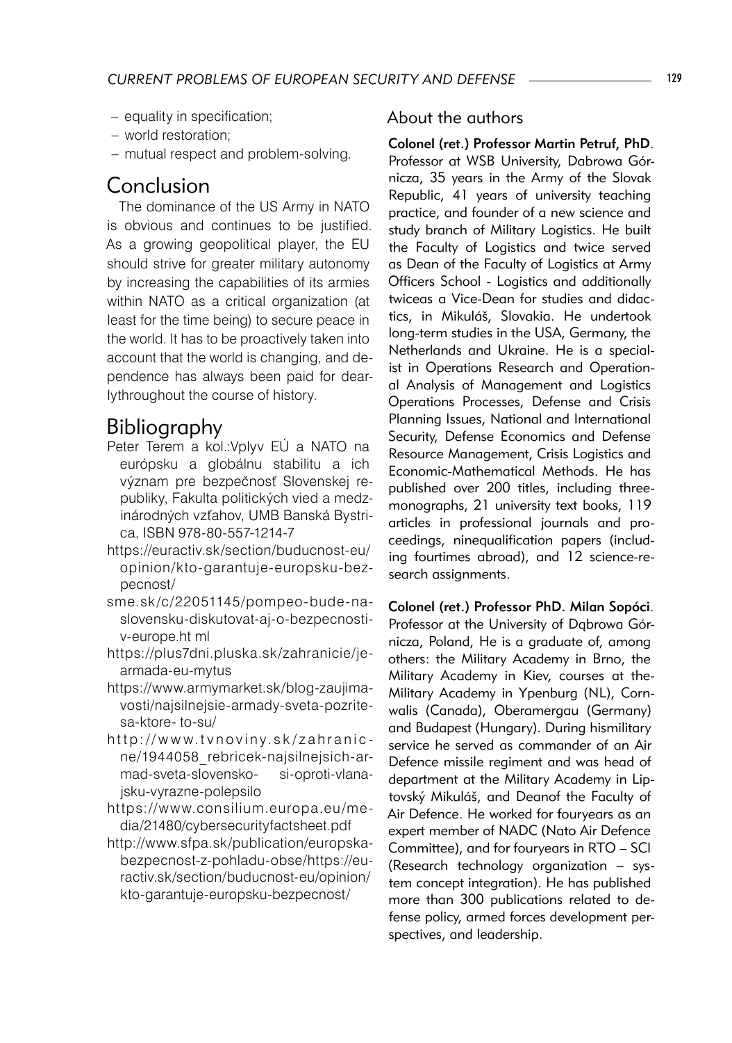– equality in specification;
– world restoration;
– mutual respect and problem-solving.

## Conclusion

The dominance of the US Army in NATO is obvious and continues to be justified. As a growing geopolitical player, the EU should strive for greater military autonomy by increasing the capabilities of its armies within NATO as a critical organization (at least for the time being) to secure peace in the world. It has to be proactively taken into account that the world is changing, and dependence has always been paid for dearlythroughout the course of history.

## Bibliography

Peter Terem a kol.:Vplyv EÚ a NATO na európsku a globálnu stabilitu a ich význam pre bezpečnosť Slovenskej republiky, Fakulta politických vied a medzinárodných vzťahov, UMB Banská Bystrica, ISBN 978-80-557-1214-7

https://euractiv.sk/section/buducnost-eu/opinion/kto-garantuje-europsku-bezpecnost/

sme.sk/c/22051145/pompeo-bude-na-slovensku-diskutovat-aj-o-bezpecnosti-v-europe.ht ml

https://plus7dni.pluska.sk/zahranicie/je-armada-eu-mytus

https://www.armymarket.sk/blog-zaujimavosti/najsilnejsie-armady-sveta-pozrite-sa-ktore- to-su/

http://www.tvnoviny.sk/zahranicne/1944058_rebricek-najsilnejsich-armad-sveta-slovensko- si-oproti-vlanajsku-vyrazne-polepsilo

https://www.consilium.europa.eu/media/21480/cybersecurityfactsheet.pdf

http://www.sfpa.sk/publication/europska-bezpecnost-z-pohladu-obse/https://euractiv.sk/section/buducnost-eu/opinion/kto-garantuje-europsku-bezpecnost/

## About the authors

**Colonel (ret.) Professor Martin Petruf, PhD**. Professor at WSB University, Dabrowa Górnicza, 35 years in the Army of the Slovak Republic, 41 years of university teaching practice, and founder of a new science and study branch of Military Logistics. He built the Faculty of Logistics and twice served as Dean of the Faculty of Logistics at Army Officers School - Logistics and additionally twiceas a Vice-Dean for studies and didactics, in Mikuláš, Slovakia. He undertook long-term studies in the USA, Germany, the Netherlands and Ukraine. He is a specialist in Operations Research and Operational Analysis of Management and Logistics Operations Processes, Defense and Crisis Planning Issues, National and International Security, Defense Economics and Defense Resource Management, Crisis Logistics and Economic-Mathematical Methods. He has published over 200 titles, including threemonographs, 21 university text books, 119 articles in professional journals and proceedings, ninequalification papers (including fourtimes abroad), and 12 science-research assignments.

**Colonel (ret.) Professor PhD. Milan Sopóci**. Professor at the University of Dąbrowa Górnicza, Poland, He is a graduate of, among others: the Military Academy in Brno, the Military Academy in Kiev, courses at the-Military Academy in Ypenburg (NL), Cornwalis (Canada), Oberamergau (Germany) and Budapest (Hungary). During hismilitary service he served as commander of an Air Defence missile regiment and was head of department at the Military Academy in Liptovský Mikuláš, and Deanof the Faculty of Air Defence. He worked for fouryears as an expert member of NADC (Nato Air Defence Committee), and for fouryears in RTO – SCI (Research technology organization – system concept integration). He has published more than 300 publications related to defense policy, armed forces development perspectives, and leadership.